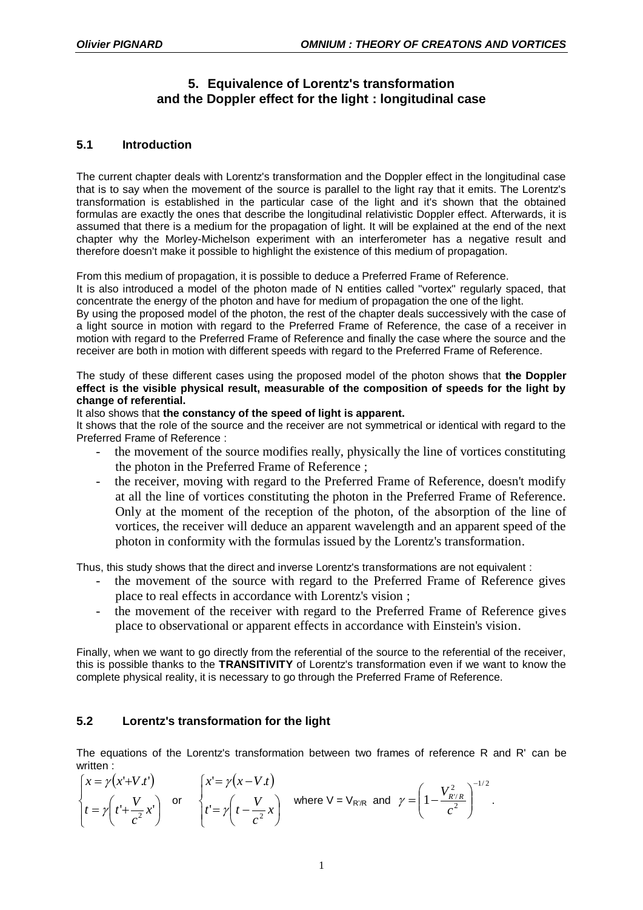# 5. Equivalence of Lorentz's transformation and the Doppler effect for the light : longitudinal case

## 5.1 Introduction

The current chapter deals with Lorentz's transformation and the Doppler effect in the longitudinal case that is to say when the movement of the source is parallel to the light ray that it emits. The Lorentz's transformation is established in the particular case of the light and it's shown that the obtained formulas are exactly the ones that describe the longitudinal relativistic Doppler effect. Afterwards, it is assumed that there is a medium for the propagation of light. It will be explained at the end of the next chapter why the Morley-Michelson experiment with an interferometer has a negative result and therefore doesn't make it possible to highlight the existence of this medium of propagation.

From this medium of propagation, it is possible to deduce a Preferred Frame of Reference.
It is also introduced a model of the photon made of N entities called "vortex" regularly spaced, that concentrate the energy of the photon and have for medium of propagation the one of the light.
By using the proposed model of the photon, the rest of the chapter deals successively with the case of a light source in motion with regard to the Preferred Frame of Reference, the case of a receiver in motion with regard to the Preferred Frame of Reference and finally the case where the source and the receiver are both in motion with different speeds with regard to the Preferred Frame of Reference.

The study of these different cases using the proposed model of the photon shows that **the Doppler effect is the visible physical result, measurable of the composition of speeds for the light by change of referential.**
It also shows that **the constancy of the speed of light is apparent.**
It shows that the role of the source and the receiver are not symmetrical or identical with regard to the Preferred Frame of Reference :

- the movement of the source modifies really, physically the line of vortices constituting the photon in the Preferred Frame of Reference ;
- the receiver, moving with regard to the Preferred Frame of Reference, doesn't modify at all the line of vortices constituting the photon in the Preferred Frame of Reference. Only at the moment of the reception of the photon, of the absorption of the line of vortices, the receiver will deduce an apparent wavelength and an apparent speed of the photon in conformity with the formulas issued by the Lorentz's transformation.

Thus, this study shows that the direct and inverse Lorentz's transformations are not equivalent :

- the movement of the source with regard to the Preferred Frame of Reference gives place to real effects in accordance with Lorentz's vision ;
- the movement of the receiver with regard to the Preferred Frame of Reference gives place to observational or apparent effects in accordance with Einstein's vision.

Finally, when we want to go directly from the referential of the source to the referential of the receiver, this is possible thanks to the **TRANSITIVITY** of Lorentz's transformation even if we want to know the complete physical reality, it is necessary to go through the Preferred Frame of Reference.

## 5.2 Lorentz's transformation for the light

The equations of the Lorentz's transformation between two frames of reference R and R' can be written :

$$\begin{cases} x = \gamma(x' + V.t') \\ t = \gamma\left(t' + \dfrac{V}{c^2}x'\right) \end{cases} \quad \text{or} \quad \begin{cases} x' = \gamma(x - V.t) \\ t' = \gamma\left(t - \dfrac{V}{c^2}x\right) \end{cases} \quad \text{where } V = V_{R'/R} \text{ and } \gamma = \left(1 - \frac{V_{R'/R}^2}{c^2}\right)^{-1/2} .$$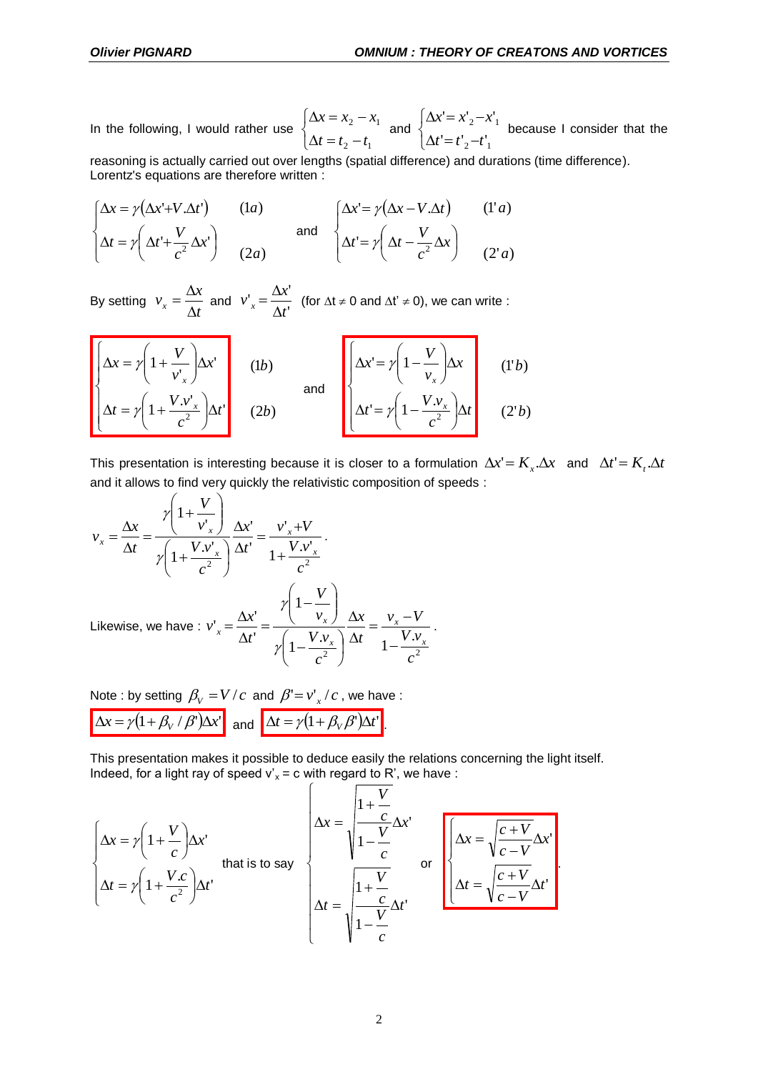In the following, I would rather use $\begin{cases}\Delta x = x_2 - x_1 \\ \Delta t = t_2 - t_1\end{cases}$ and $\begin{cases}\Delta x' = x'_2 - x'_1 \\ \Delta t' = t'_2 - t'_1\end{cases}$ because I consider that the reasoning is actually carried out over lengths (spatial difference) and durations (time difference). Lorentz's equations are therefore written :

$$\begin{cases}\Delta x = \gamma(\Delta x' + V.\Delta t') & (1a) \\ \Delta t = \gamma\left(\Delta t' + \dfrac{V}{c^2}\Delta x'\right) & (2a)\end{cases} \quad \text{and} \quad \begin{cases}\Delta x' = \gamma(\Delta x - V.\Delta t) & (1'a) \\ \Delta t' = \gamma\left(\Delta t - \dfrac{V}{c^2}\Delta x\right) & (2'a)\end{cases}$$

By setting $v_x = \dfrac{\Delta x}{\Delta t}$ and $v'_x = \dfrac{\Delta x'}{\Delta t'}$ (for $\Delta t \neq 0$ and $\Delta t' \neq 0$), we can write :

$$\begin{cases}\Delta x = \gamma\left(1 + \dfrac{V}{v'_x}\right)\Delta x' & (1b) \\ \Delta t = \gamma\left(1 + \dfrac{V.v'_x}{c^2}\right)\Delta t' & (2b)\end{cases} \quad \text{and} \quad \begin{cases}\Delta x' = \gamma\left(1 - \dfrac{V}{v_x}\right)\Delta x & (1'b) \\ \Delta t' = \gamma\left(1 - \dfrac{V.v_x}{c^2}\right)\Delta t & (2'b)\end{cases}$$

This presentation is interesting because it is closer to a formulation $\Delta x' = K_x.\Delta x$ and $\Delta t' = K_t.\Delta t$ and it allows to find very quickly the relativistic composition of speeds :

$$v_x = \frac{\Delta x}{\Delta t} = \frac{\gamma\left(1 + \dfrac{V}{v'_x}\right)}{\gamma\left(1 + \dfrac{V.v'_x}{c^2}\right)}\frac{\Delta x'}{\Delta t'} = \frac{v'_x + V}{1 + \dfrac{V.v'_x}{c^2}}.$$

Likewise, we have : $v'_x = \dfrac{\Delta x'}{\Delta t'} = \dfrac{\gamma\left(1 - \dfrac{V}{v_x}\right)}{\gamma\left(1 - \dfrac{V.v_x}{c^2}\right)}\dfrac{\Delta x}{\Delta t} = \dfrac{v_x - V}{1 - \dfrac{V.v_x}{c^2}}.$

Note : by setting $\beta_V = V/c$ and $\beta' = v'_x/c$, we have :

$\Delta x = \gamma(1 + \beta_V/\beta')\Delta x'$ and $\Delta t = \gamma(1 + \beta_V\beta')\Delta t'$.

This presentation makes it possible to deduce easily the relations concerning the light itself. Indeed, for a light ray of speed $v'_x = c$ with regard to R', we have :

$$\begin{cases}\Delta x = \gamma\left(1 + \dfrac{V}{c}\right)\Delta x' \\ \Delta t = \gamma\left(1 + \dfrac{V.c}{c^2}\right)\Delta t'\end{cases} \quad \text{that is to say} \quad \begin{cases}\Delta x = \sqrt{\dfrac{1 + \frac{V}{c}}{1 - \frac{V}{c}}}\Delta x' \\ \Delta t = \sqrt{\dfrac{1 + \frac{V}{c}}{1 - \frac{V}{c}}}\Delta t'\end{cases} \quad \text{or} \quad \begin{cases}\Delta x = \sqrt{\dfrac{c + V}{c - V}}\Delta x' \\ \Delta t = \sqrt{\dfrac{c + V}{c - V}}\Delta t'\end{cases}.$$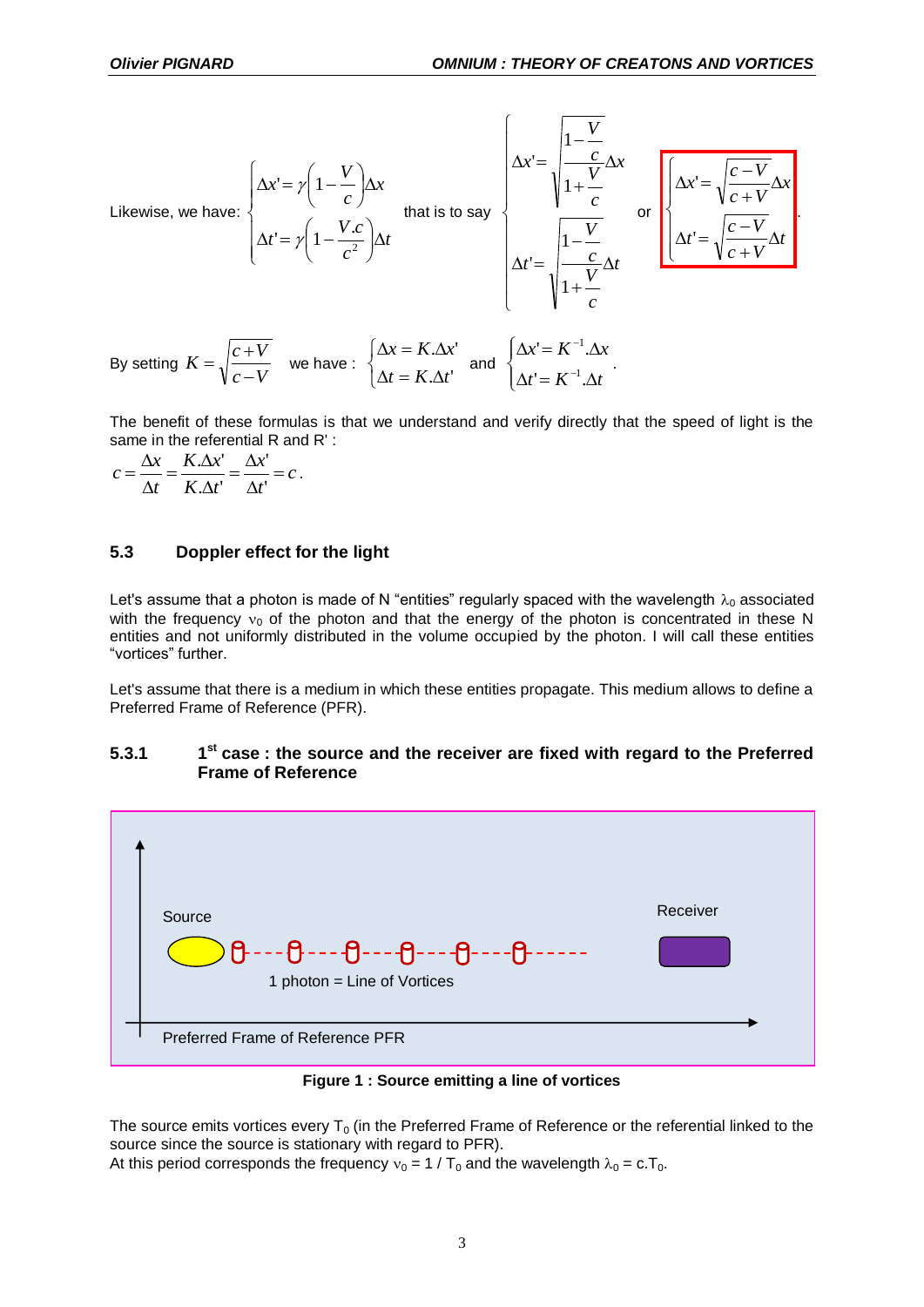Likewise, we have: $\begin{cases} \Delta x' = \gamma\left(1-\dfrac{V}{c}\right)\Delta x \\ \Delta t' = \gamma\left(1-\dfrac{V.c}{c^2}\right)\Delta t \end{cases}$ that is to say $\begin{cases} \Delta x' = \sqrt{\dfrac{1-\frac{V}{c}}{1+\frac{V}{c}}}\Delta x \\ \Delta t' = \sqrt{\dfrac{1-\frac{V}{c}}{1+\frac{V}{c}}}\Delta t \end{cases}$ or $\boxed{\begin{cases} \Delta x' = \sqrt{\dfrac{c-V}{c+V}}\Delta x \\ \Delta t' = \sqrt{\dfrac{c-V}{c+V}}\Delta t \end{cases}}$.

By setting $K = \sqrt{\dfrac{c+V}{c-V}}$ we have : $\begin{cases} \Delta x = K.\Delta x' \\ \Delta t = K.\Delta t' \end{cases}$ and $\begin{cases} \Delta x' = K^{-1}.\Delta x \\ \Delta t' = K^{-1}.\Delta t \end{cases}$.

The benefit of these formulas is that we understand and verify directly that the speed of light is the same in the referential R and R' :

$$c = \frac{\Delta x}{\Delta t} = \frac{K.\Delta x'}{K.\Delta t'} = \frac{\Delta x'}{\Delta t'} = c.$$

## 5.3 Doppler effect for the light

Let's assume that a photon is made of N "entities" regularly spaced with the wavelength $\lambda_0$ associated with the frequency $\nu_0$ of the photon and that the energy of the photon is concentrated in these N entities and not uniformly distributed in the volume occupied by the photon. I will call these entities "vortices" further.

Let's assume that there is a medium in which these entities propagate. This medium allows to define a Preferred Frame of Reference (PFR).

### 5.3.1 1st case : the source and the receiver are fixed with regard to the Preferred Frame of Reference

Source

Receiver

1 photon = Line of Vortices

Preferred Frame of Reference PFR

**Figure 1 : Source emitting a line of vortices**

The source emits vortices every $T_0$ (in the Preferred Frame of Reference or the referential linked to the source since the source is stationary with regard to PFR).

At this period corresponds the frequency $\nu_0 = 1 / T_0$ and the wavelength $\lambda_0 = c.T_0$.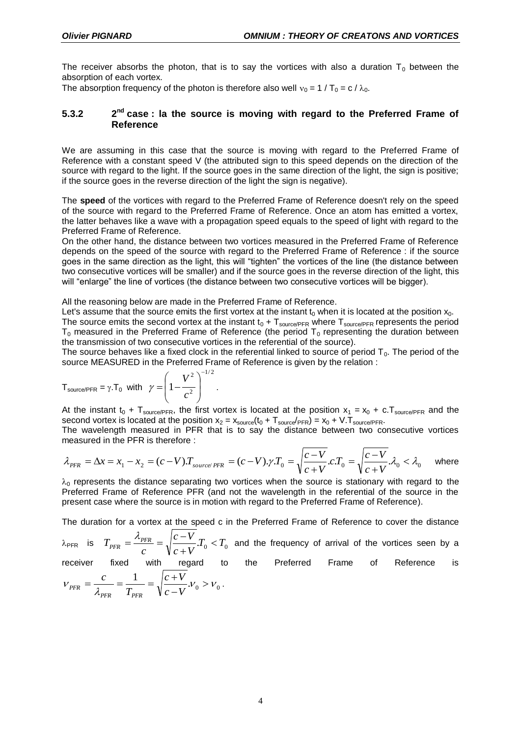The receiver absorbs the photon, that is to say the vortices with also a duration $T_0$ between the absorption of each vortex.

The absorption frequency of the photon is therefore also well $\nu_0 = 1 / T_0 = c / \lambda_0$.

### 5.3.2 2nd case : la the source is moving with regard to the Preferred Frame of Reference

We are assuming in this case that the source is moving with regard to the Preferred Frame of Reference with a constant speed V (the attributed sign to this speed depends on the direction of the source with regard to the light. If the source goes in the same direction of the light, the sign is positive; if the source goes in the reverse direction of the light the sign is negative).

The **speed** of the vortices with regard to the Preferred Frame of Reference doesn't rely on the speed of the source with regard to the Preferred Frame of Reference. Once an atom has emitted a vortex, the latter behaves like a wave with a propagation speed equals to the speed of light with regard to the Preferred Frame of Reference.

On the other hand, the distance between two vortices measured in the Preferred Frame of Reference depends on the speed of the source with regard to the Preferred Frame of Reference : if the source goes in the same direction as the light, this will "tighten" the vortices of the line (the distance between two consecutive vortices will be smaller) and if the source goes in the reverse direction of the light, this will "enlarge" the line of vortices (the distance between two consecutive vortices will be bigger).

All the reasoning below are made in the Preferred Frame of Reference.

Let's assume that the source emits the first vortex at the instant $t_0$ when it is located at the position $x_0$.

The source emits the second vortex at the instant $t_0 + T_{source/PFR}$ where $T_{source/PFR}$ represents the period $T_0$ measured in the Preferred Frame of Reference (the period $T_0$ representing the duration between the transmission of two consecutive vortices in the referential of the source).

The source behaves like a fixed clock in the referential linked to source of period $T_0$. The period of the source MEASURED in the Preferred Frame of Reference is given by the relation :

$$T_{source/PFR} = \gamma.T_0 \quad \text{with} \quad \gamma = \left(1 - \frac{V^2}{c^2}\right)^{-1/2}.$$

At the instant $t_0 + T_{source/PFR}$, the first vortex is located at the position $x_1 = x_0 + c.T_{source/PFR}$ and the second vortex is located at the position $x_2 = x_{source}(t_0 + T_{source/PFR}) = x_0 + V.T_{source/PFR}$.

The wavelength measured in PFR that is to say the distance between two consecutive vortices measured in the PFR is therefore :

$$\lambda_{PFR} = \Delta x = x_1 - x_2 = (c-V).T_{source/PFR} = (c-V).\gamma.T_0 = \sqrt{\frac{c-V}{c+V}}.c.T_0 = \sqrt{\frac{c-V}{c+V}}.\lambda_0 < \lambda_0 \quad \text{where}$$

$\lambda_0$ represents the distance separating two vortices when the source is stationary with regard to the Preferred Frame of Reference PFR (and not the wavelength in the referential of the source in the present case where the source is in motion with regard to the Preferred Frame of Reference).

The duration for a vortex at the speed c in the Preferred Frame of Reference to cover the distance $\lambda_{PFR}$ is $T_{PFR} = \dfrac{\lambda_{PFR}}{c} = \sqrt{\dfrac{c-V}{c+V}}.T_0 < T_0$ and the frequency of arrival of the vortices seen by a receiver fixed with regard to the Preferred Frame of Reference is $\nu_{PFR} = \dfrac{c}{\lambda_{PFR}} = \dfrac{1}{T_{PFR}} = \sqrt{\dfrac{c+V}{c-V}}.\nu_0 > \nu_0$.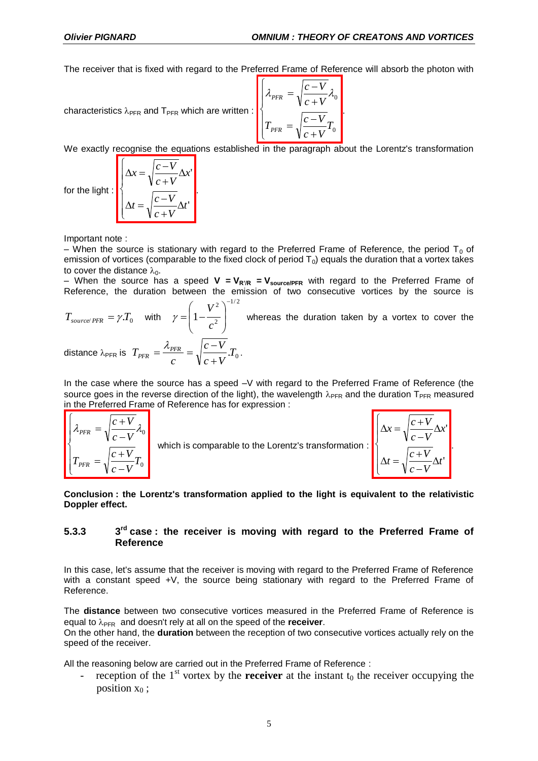The receiver that is fixed with regard to the Preferred Frame of Reference will absorb the photon with characteristics $\lambda_{PFR}$ and $T_{PFR}$ which are written : $\begin{cases} \lambda_{PFR} = \sqrt{\dfrac{c-V}{c+V}}\lambda_0 \\ T_{PFR} = \sqrt{\dfrac{c-V}{c+V}}T_0 \end{cases}$.

We exactly recognise the equations established in the paragraph about the Lorentz's transformation for the light : $\begin{cases} \Delta x = \sqrt{\dfrac{c-V}{c+V}}\Delta x' \\ \Delta t = \sqrt{\dfrac{c-V}{c+V}}\Delta t' \end{cases}$.

Important note :

– When the source is stationary with regard to the Preferred Frame of Reference, the period $T_0$ of emission of vortices (comparable to the fixed clock of period $T_0$) equals the duration that a vortex takes to cover the distance $\lambda_0$.

– When the source has a speed $\mathbf{V = V_{R'/R} = V_{source/PFR}}$ with regard to the Preferred Frame of Reference, the duration between the emission of two consecutive vortices by the source is $T_{source/PFR} = \gamma.T_0$ with $\gamma = \left(1 - \dfrac{V^2}{c^2}\right)^{-1/2}$ whereas the duration taken by a vortex to cover the distance $\lambda_{PFR}$ is $T_{PFR} = \dfrac{\lambda_{PFR}}{c} = \sqrt{\dfrac{c-V}{c+V}}.T_0$.

In the case where the source has a speed –V with regard to the Preferred Frame of Reference (the source goes in the reverse direction of the light), the wavelength $\lambda_{PFR}$ and the duration $T_{PFR}$ measured in the Preferred Frame of Reference has for expression :

$$\begin{cases} \lambda_{PFR} = \sqrt{\dfrac{c+V}{c-V}}\lambda_0 \\ T_{PFR} = \sqrt{\dfrac{c+V}{c-V}}T_0 \end{cases}$$

which is comparable to the Lorentz's transformation :

$$\begin{cases} \Delta x = \sqrt{\dfrac{c+V}{c-V}}\Delta x' \\ \Delta t = \sqrt{\dfrac{c+V}{c-V}}\Delta t' \end{cases}.$$

**Conclusion : the Lorentz's transformation applied to the light is equivalent to the relativistic Doppler effect.**

### 5.3.3 3[rd] case : the receiver is moving with regard to the Preferred Frame of Reference

In this case, let's assume that the receiver is moving with regard to the Preferred Frame of Reference with a constant speed +V, the source being stationary with regard to the Preferred Frame of Reference.

The **distance** between two consecutive vortices measured in the Preferred Frame of Reference is equal to $\lambda_{PFR}$ and doesn't rely at all on the speed of the **receiver**.
On the other hand, the **duration** between the reception of two consecutive vortices actually rely on the speed of the receiver.

All the reasoning below are carried out in the Preferred Frame of Reference :

- reception of the 1[st] vortex by the **receiver** at the instant $t_0$ the receiver occupying the position $x_0$ ;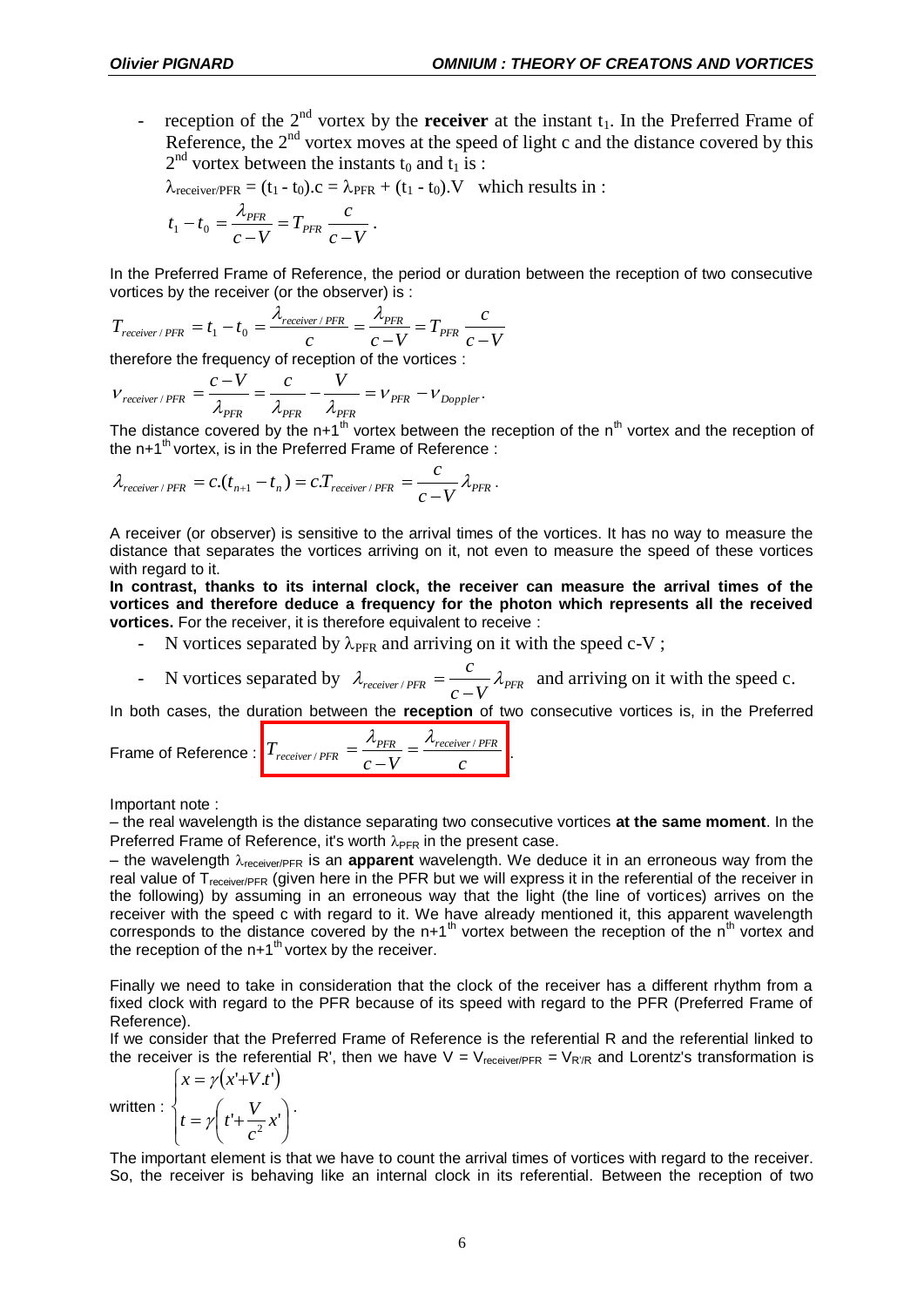- reception of the 2nd vortex by the **receiver** at the instant $t_1$. In the Preferred Frame of Reference, the 2nd vortex moves at the speed of light c and the distance covered by this 2nd vortex between the instants $t_0$ and $t_1$ is :

  $\lambda_{receiver/PFR} = (t_1 - t_0).c = \lambda_{PFR} + (t_1 - t_0).V$ which results in :

  $$t_1 - t_0 = \frac{\lambda_{PFR}}{c-V} = T_{PFR}\frac{c}{c-V}.$$

In the Preferred Frame of Reference, the period or duration between the reception of two consecutive vortices by the receiver (or the observer) is :

$$T_{receiver/PFR} = t_1 - t_0 = \frac{\lambda_{receiver/PFR}}{c} = \frac{\lambda_{PFR}}{c-V} = T_{PFR}\frac{c}{c-V}$$

therefore the frequency of reception of the vortices :

$$\nu_{receiver/PFR} = \frac{c-V}{\lambda_{PFR}} = \frac{c}{\lambda_{PFR}} - \frac{V}{\lambda_{PFR}} = \nu_{PFR} - \nu_{Doppler}.$$

The distance covered by the n+1th vortex between the reception of the nth vortex and the reception of the n+1th vortex, is in the Preferred Frame of Reference :

$$\lambda_{receiver/PFR} = c.(t_{n+1} - t_n) = c.T_{receiver/PFR} = \frac{c}{c-V}\lambda_{PFR}.$$

A receiver (or observer) is sensitive to the arrival times of the vortices. It has no way to measure the distance that separates the vortices arriving on it, not even to measure the speed of these vortices with regard to it.

**In contrast, thanks to its internal clock, the receiver can measure the arrival times of the vortices and therefore deduce a frequency for the photon which represents all the received vortices.** For the receiver, it is therefore equivalent to receive :

- N vortices separated by $\lambda_{PFR}$ and arriving on it with the speed c-V ;
- N vortices separated by $\lambda_{receiver/PFR} = \frac{c}{c-V}\lambda_{PFR}$ and arriving on it with the speed c.

In both cases, the duration between the **reception** of two consecutive vortices is, in the Preferred Frame of Reference : $\boxed{T_{receiver/PFR} = \frac{\lambda_{PFR}}{c-V} = \frac{\lambda_{receiver/PFR}}{c}}$.

Important note :

– the real wavelength is the distance separating two consecutive vortices **at the same moment**. In the Preferred Frame of Reference, it's worth $\lambda_{PFR}$ in the present case.

– the wavelength $\lambda_{receiver/PFR}$ is an **apparent** wavelength. We deduce it in an erroneous way from the real value of $T_{receiver/PFR}$ (given here in the PFR but we will express it in the referential of the receiver in the following) by assuming in an erroneous way that the light (the line of vortices) arrives on the receiver with the speed c with regard to it. We have already mentioned it, this apparent wavelength corresponds to the distance covered by the n+1th vortex between the reception of the nth vortex and the reception of the n+1th vortex by the receiver.

Finally we need to take in consideration that the clock of the receiver has a different rhythm from a fixed clock with regard to the PFR because of its speed with regard to the PFR (Preferred Frame of Reference).

If we consider that the Preferred Frame of Reference is the referential R and the referential linked to the receiver is the referential R', then we have $V = V_{receiver/PFR} = V_{R'/R}$ and Lorentz's transformation is written : $\begin{cases} x = \gamma(x' + V.t') \\ t = \gamma\left(t' + \frac{V}{c^2}x'\right) \end{cases}$.

The important element is that we have to count the arrival times of vortices with regard to the receiver. So, the receiver is behaving like an internal clock in its referential. Between the reception of two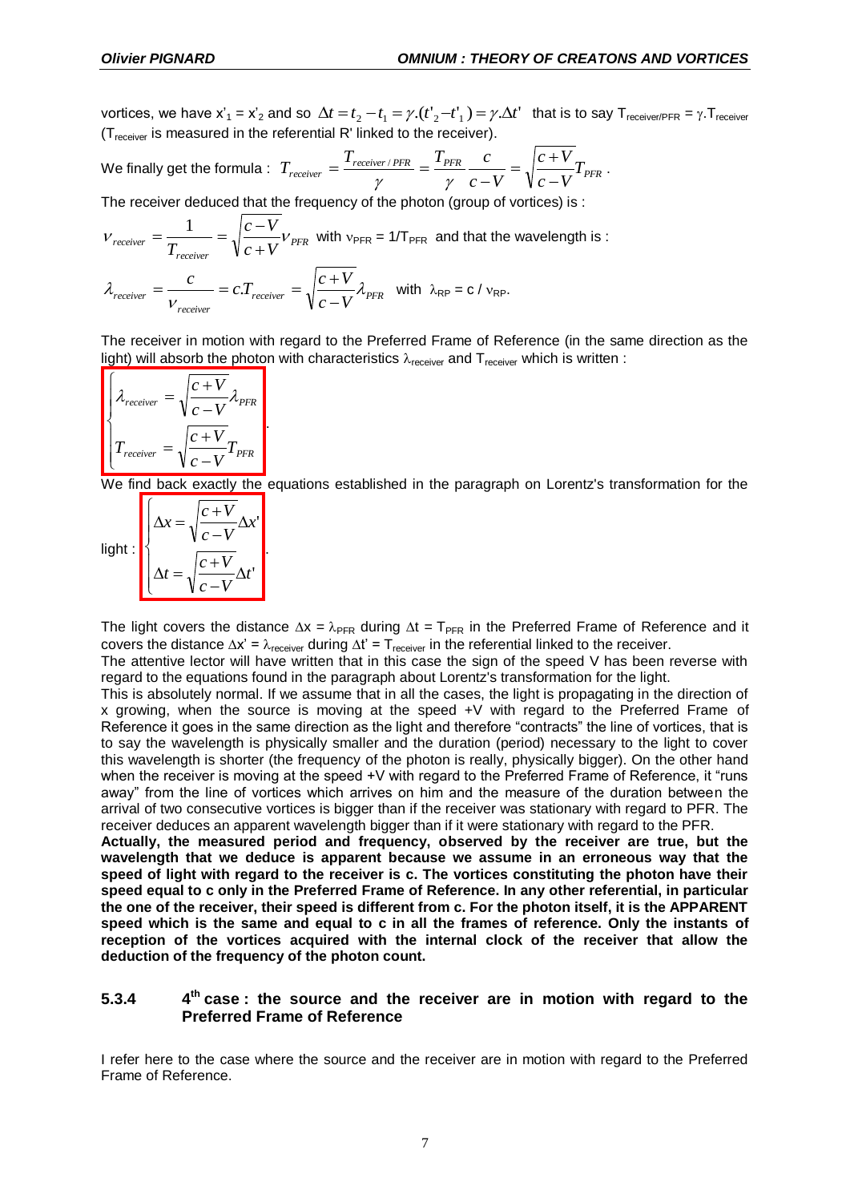vortices, we have $x'_1 = x'_2$ and so $\Delta t = t_2 - t_1 = \gamma.(t'_2 - t'_1) = \gamma.\Delta t'$ that is to say $T_{receiver/PFR} = \gamma.T_{receiver}$ ($T_{receiver}$ is measured in the referential R' linked to the receiver).

We finally get the formula : $T_{receiver} = \frac{T_{receiver/PFR}}{\gamma} = \frac{T_{PFR}}{\gamma}\frac{c}{c-V} = \sqrt{\frac{c+V}{c-V}}T_{PFR}$ .

The receiver deduced that the frequency of the photon (group of vortices) is :

$\nu_{receiver} = \frac{1}{T_{receiver}} = \sqrt{\frac{c-V}{c+V}}\nu_{PFR}$ with $\nu_{PFR} = 1/T_{PFR}$ and that the wavelength is :

$\lambda_{receiver} = \frac{c}{\nu_{receiver}} = c.T_{receiver} = \sqrt{\frac{c+V}{c-V}}\lambda_{PFR}$ with $\lambda_{RP} = c / \nu_{RP}$.

The receiver in motion with regard to the Preferred Frame of Reference (in the same direction as the light) will absorb the photon with characteristics $\lambda_{receiver}$ and $T_{receiver}$ which is written :

$$\begin{cases} \lambda_{receiver} = \sqrt{\frac{c+V}{c-V}}\lambda_{PFR} \\ T_{receiver} = \sqrt{\frac{c+V}{c-V}}T_{PFR} \end{cases}.$$

We find back exactly the equations established in the paragraph on Lorentz's transformation for the light :

$$\begin{cases} \Delta x = \sqrt{\frac{c+V}{c-V}}\Delta x' \\ \Delta t = \sqrt{\frac{c+V}{c-V}}\Delta t' \end{cases}.$$

The light covers the distance $\Delta x = \lambda_{PFR}$ during $\Delta t = T_{PFR}$ in the Preferred Frame of Reference and it covers the distance $\Delta x' = \lambda_{receiver}$ during $\Delta t' = T_{receiver}$ in the referential linked to the receiver.

The attentive lector will have written that in this case the sign of the speed V has been reverse with regard to the equations found in the paragraph about Lorentz's transformation for the light.

This is absolutely normal. If we assume that in all the cases, the light is propagating in the direction of x growing, when the source is moving at the speed +V with regard to the Preferred Frame of Reference it goes in the same direction as the light and therefore "contracts" the line of vortices, that is to say the wavelength is physically smaller and the duration (period) necessary to the light to cover this wavelength is shorter (the frequency of the photon is really, physically bigger). On the other hand when the receiver is moving at the speed +V with regard to the Preferred Frame of Reference, it "runs away" from the line of vortices which arrives on him and the measure of the duration between the arrival of two consecutive vortices is bigger than if the receiver was stationary with regard to PFR. The receiver deduces an apparent wavelength bigger than if it were stationary with regard to the PFR.

**Actually, the measured period and frequency, observed by the receiver are true, but the wavelength that we deduce is apparent because we assume in an erroneous way that the speed of light with regard to the receiver is c. The vortices constituting the photon have their speed equal to c only in the Preferred Frame of Reference. In any other referential, in particular the one of the receiver, their speed is different from c. For the photon itself, it is the APPARENT speed which is the same and equal to c in all the frames of reference. Only the instants of reception of the vortices acquired with the internal clock of the receiver that allow the deduction of the frequency of the photon count.**

### 5.3.4 4th case : the source and the receiver are in motion with regard to the Preferred Frame of Reference

I refer here to the case where the source and the receiver are in motion with regard to the Preferred Frame of Reference.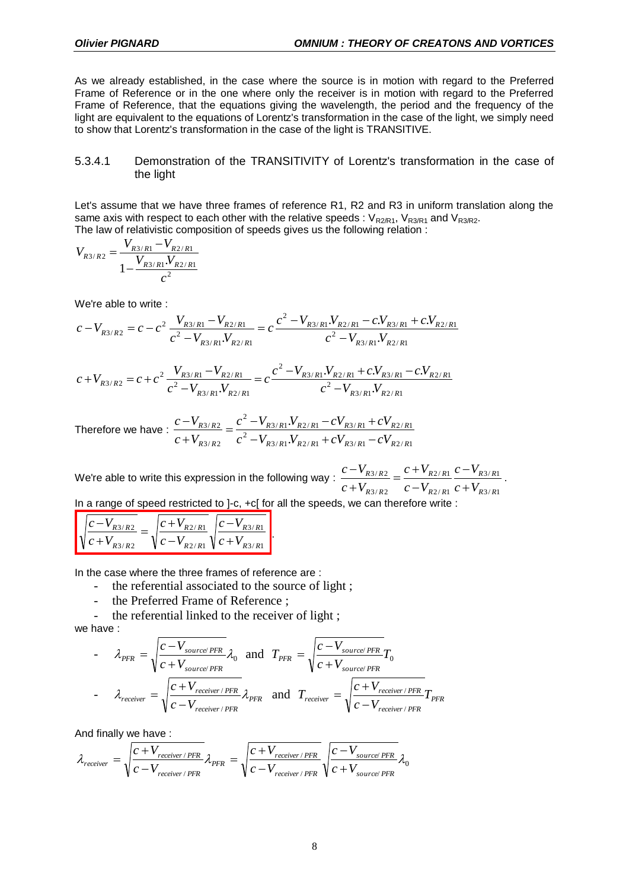As we already established, in the case where the source is in motion with regard to the Preferred Frame of Reference or in the one where only the receiver is in motion with regard to the Preferred Frame of Reference, that the equations giving the wavelength, the period and the frequency of the light are equivalent to the equations of Lorentz's transformation in the case of the light, we simply need to show that Lorentz's transformation in the case of the light is TRANSITIVE.

### 5.3.4.1 Demonstration of the TRANSITIVITY of Lorentz's transformation in the case of the light

Let's assume that we have three frames of reference R1, R2 and R3 in uniform translation along the same axis with respect to each other with the relative speeds : $V_{R2/R1}$, $V_{R3/R1}$ and $V_{R3/R2}$.
The law of relativistic composition of speeds gives us the following relation :

$$V_{R3/R2} = \frac{V_{R3/R1} - V_{R2/R1}}{1 - \frac{V_{R3/R1}.V_{R2/R1}}{c^2}}$$

We're able to write :

$$c - V_{R3/R2} = c - c^2 \frac{V_{R3/R1} - V_{R2/R1}}{c^2 - V_{R3/R1}.V_{R2/R1}} = c \frac{c^2 - V_{R3/R1}.V_{R2/R1} - c.V_{R3/R1} + c.V_{R2/R1}}{c^2 - V_{R3/R1}.V_{R2/R1}}$$

$$c + V_{R3/R2} = c + c^2 \frac{V_{R3/R1} - V_{R2/R1}}{c^2 - V_{R3/R1}.V_{R2/R1}} = c \frac{c^2 - V_{R3/R1}.V_{R2/R1} + c.V_{R3/R1} - c.V_{R2/R1}}{c^2 - V_{R3/R1}.V_{R2/R1}}$$

Therefore we have : $\dfrac{c - V_{R3/R2}}{c + V_{R3/R2}} = \dfrac{c^2 - V_{R3/R1}.V_{R2/R1} - cV_{R3/R1} + cV_{R2/R1}}{c^2 - V_{R3/R1}.V_{R2/R1} + cV_{R3/R1} - cV_{R2/R1}}$

We're able to write this expression in the following way : $\dfrac{c - V_{R3/R2}}{c + V_{R3/R2}} = \dfrac{c + V_{R2/R1}}{c - V_{R2/R1}} \dfrac{c - V_{R3/R1}}{c + V_{R3/R1}}$.

In a range of speed restricted to ]-c, +c[ for all the speeds, we can therefore write :

$$\boxed{\sqrt{\frac{c - V_{R3/R2}}{c + V_{R3/R2}}} = \sqrt{\frac{c + V_{R2/R1}}{c - V_{R2/R1}}} \sqrt{\frac{c - V_{R3/R1}}{c + V_{R3/R1}}}}$$

In the case where the three frames of reference are :

- the referential associated to the source of light ;
- the Preferred Frame of Reference ;
- the referential linked to the receiver of light ;

we have :

- $\lambda_{PFR} = \sqrt{\dfrac{c - V_{source/PFR}}{c + V_{source/PFR}}} \lambda_0$ and $T_{PFR} = \sqrt{\dfrac{c - V_{source/PFR}}{c + V_{source/PFR}}} T_0$
- $\lambda_{receiver} = \sqrt{\dfrac{c + V_{receiver/PFR}}{c - V_{receiver/PFR}}} \lambda_{PFR}$ and $T_{receiver} = \sqrt{\dfrac{c + V_{receiver/PFR}}{c - V_{receiver/PFR}}} T_{PFR}$

And finally we have :

$$\lambda_{receiver} = \sqrt{\frac{c + V_{receiver/PFR}}{c - V_{receiver/PFR}}} \lambda_{PFR} = \sqrt{\frac{c + V_{receiver/PFR}}{c - V_{receiver/PFR}}} \sqrt{\frac{c - V_{source/PFR}}{c + V_{source/PFR}}} \lambda_0$$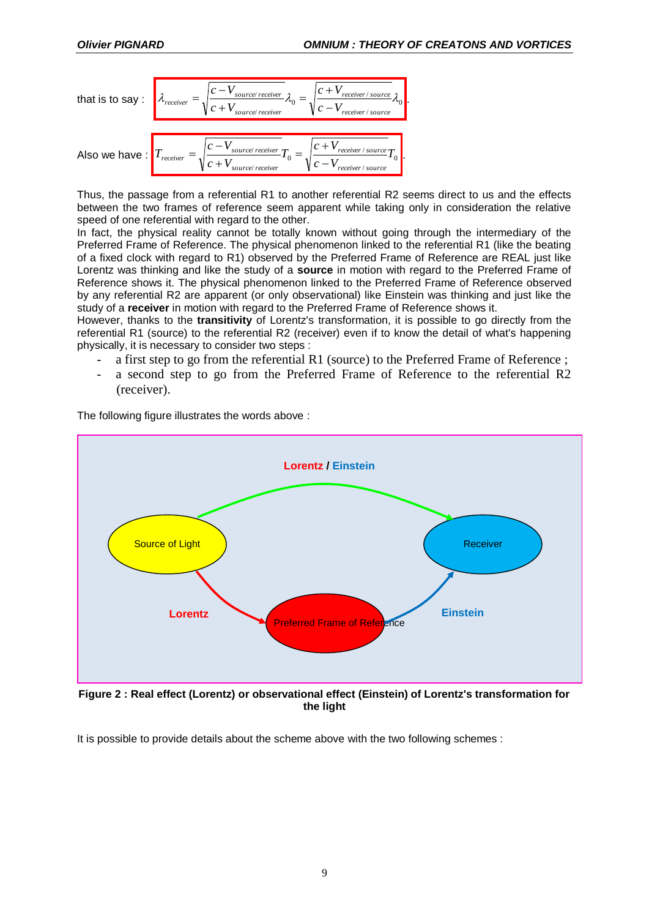that is to say : $\lambda_{receiver} = \sqrt{\dfrac{c - V_{source/receiver}}{c + V_{source/receiver}}}\lambda_0 = \sqrt{\dfrac{c + V_{receiver/source}}{c - V_{receiver/source}}}\lambda_0$.

Also we have : $T_{receiver} = \sqrt{\dfrac{c - V_{source/receiver}}{c + V_{source/receiver}}}T_0 = \sqrt{\dfrac{c + V_{receiver/source}}{c - V_{receiver/source}}}T_0$.

Thus, the passage from a referential R1 to another referential R2 seems direct to us and the effects between the two frames of reference seem apparent while taking only in consideration the relative speed of one referential with regard to the other.

In fact, the physical reality cannot be totally known without going through the intermediary of the Preferred Frame of Reference. The physical phenomenon linked to the referential R1 (like the beating of a fixed clock with regard to R1) observed by the Preferred Frame of Reference are REAL just like Lorentz was thinking and like the study of a **source** in motion with regard to the Preferred Frame of Reference shows it. The physical phenomenon linked to the Preferred Frame of Reference observed by any referential R2 are apparent (or only observational) like Einstein was thinking and just like the study of a **receiver** in motion with regard to the Preferred Frame of Reference shows it.

However, thanks to the **transitivity** of Lorentz's transformation, it is possible to go directly from the referential R1 (source) to the referential R2 (receiver) even if to know the detail of what's happening physically, it is necessary to consider two steps :

- a first step to go from the referential R1 (source) to the Preferred Frame of Reference ;
- a second step to go from the Preferred Frame of Reference to the referential R2 (receiver).

The following figure illustrates the words above :

**Figure 2 : Real effect (Lorentz) or observational effect (Einstein) of Lorentz's transformation for the light**

It is possible to provide details about the scheme above with the two following schemes :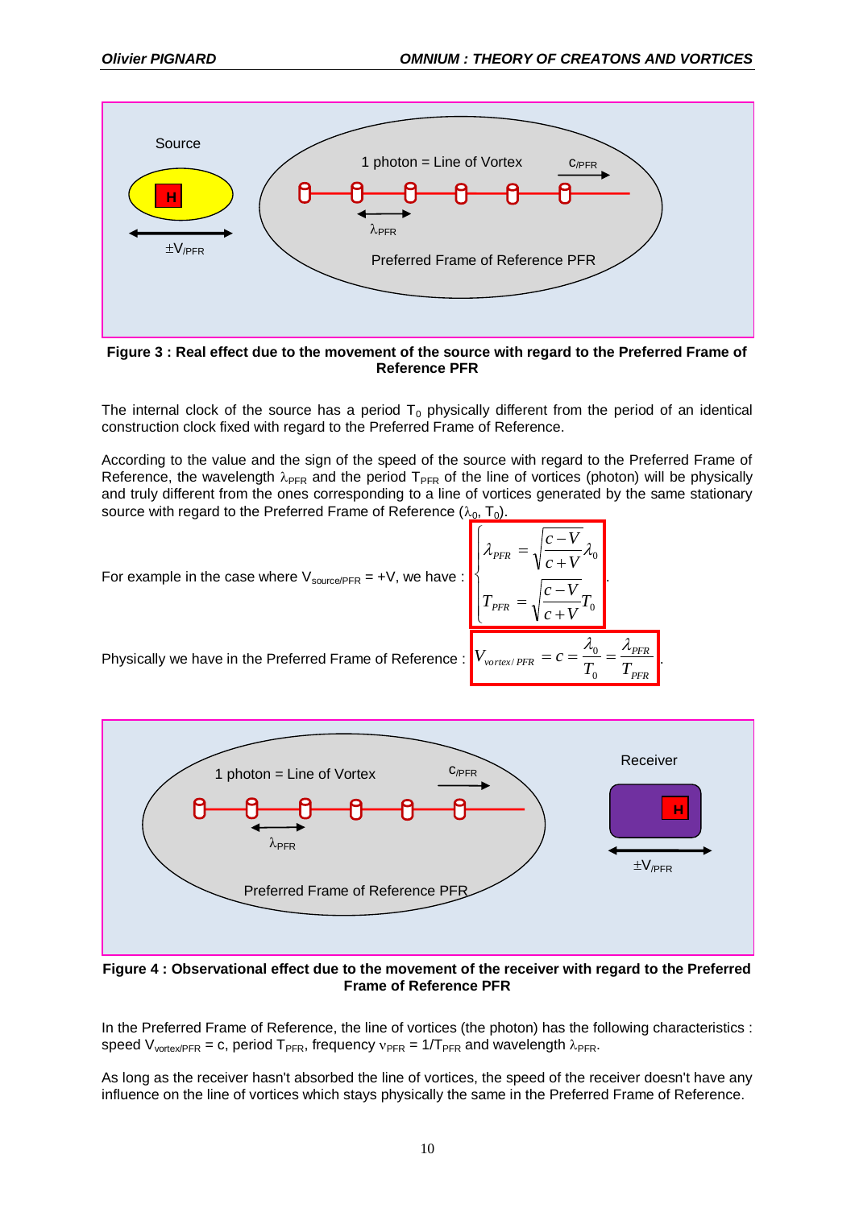**Figure 3 : Real effect due to the movement of the source with regard to the Preferred Frame of Reference PFR**

The internal clock of the source has a period $T_0$ physically different from the period of an identical construction clock fixed with regard to the Preferred Frame of Reference.

According to the value and the sign of the speed of the source with regard to the Preferred Frame of Reference, the wavelength $\lambda_{PFR}$ and the period $T_{PFR}$ of the line of vortices (photon) will be physically and truly different from the ones corresponding to a line of vortices generated by the same stationary source with regard to the Preferred Frame of Reference ($\lambda_0$, $T_0$).

For example in the case where $V_{source/PFR} = +V$, we have :

$$\begin{cases} \lambda_{PFR} = \sqrt{\dfrac{c-V}{c+V}}\lambda_0 \\ T_{PFR} = \sqrt{\dfrac{c-V}{c+V}}T_0 \end{cases}$$

Physically we have in the Preferred Frame of Reference :

$$V_{vortex/PFR} = c = \frac{\lambda_0}{T_0} = \frac{\lambda_{PFR}}{T_{PFR}}$$

**Figure 4 : Observational effect due to the movement of the receiver with regard to the Preferred Frame of Reference PFR**

In the Preferred Frame of Reference, the line of vortices (the photon) has the following characteristics : speed $V_{vortex/PFR} = c$, period $T_{PFR}$, frequency $\nu_{PFR} = 1/T_{PFR}$ and wavelength $\lambda_{PFR}$.

As long as the receiver hasn't absorbed the line of vortices, the speed of the receiver doesn't have any influence on the line of vortices which stays physically the same in the Preferred Frame of Reference.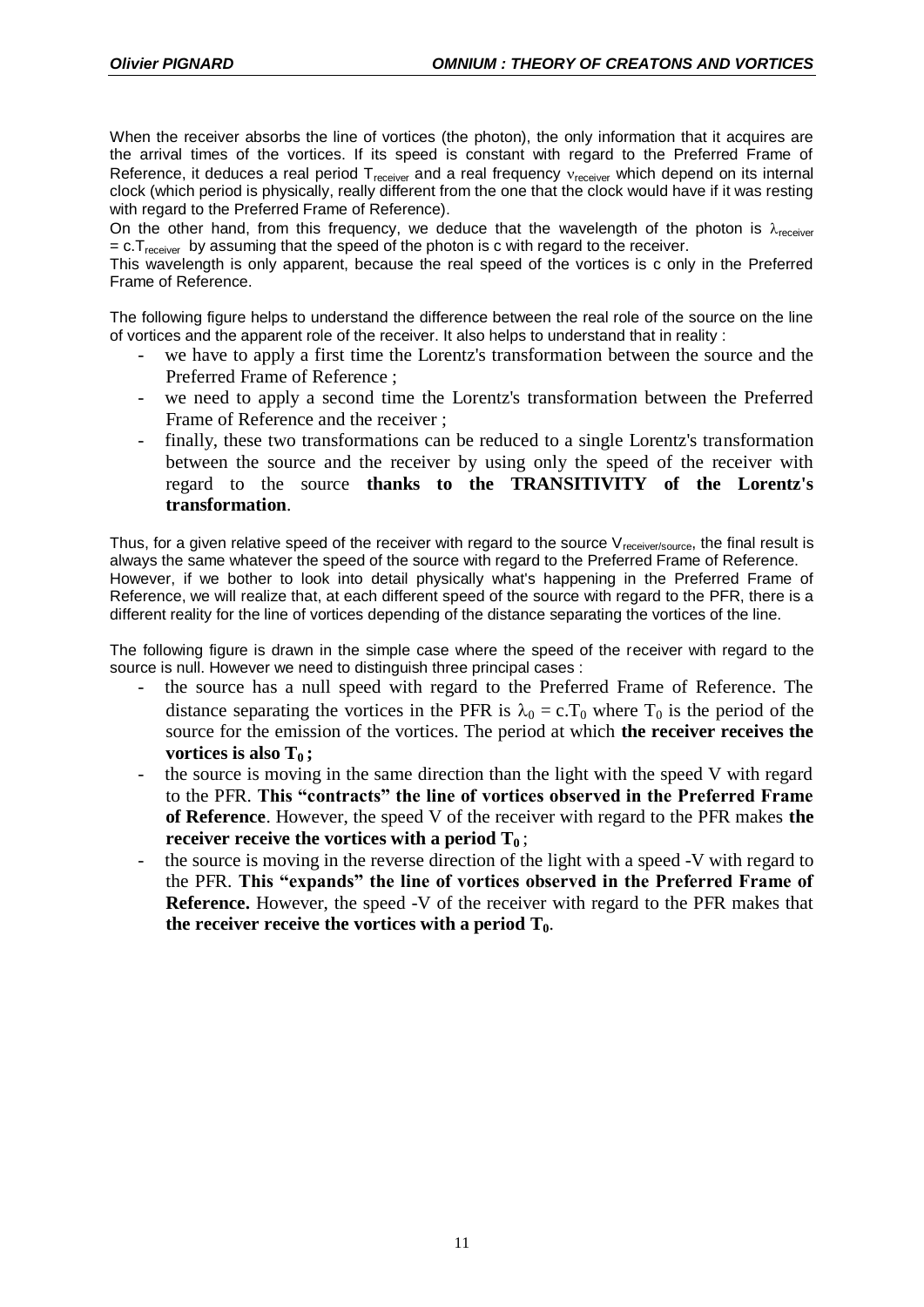When the receiver absorbs the line of vortices (the photon), the only information that it acquires are the arrival times of the vortices. If its speed is constant with regard to the Preferred Frame of Reference, it deduces a real period $T_{receiver}$ and a real frequency $\nu_{receiver}$ which depend on its internal clock (which period is physically, really different from the one that the clock would have if it was resting with regard to the Preferred Frame of Reference).

On the other hand, from this frequency, we deduce that the wavelength of the photon is $\lambda_{receiver} = c.T_{receiver}$ by assuming that the speed of the photon is c with regard to the receiver.

This wavelength is only apparent, because the real speed of the vortices is c only in the Preferred Frame of Reference.

The following figure helps to understand the difference between the real role of the source on the line of vortices and the apparent role of the receiver. It also helps to understand that in reality :

- we have to apply a first time the Lorentz's transformation between the source and the Preferred Frame of Reference ;
- we need to apply a second time the Lorentz's transformation between the Preferred Frame of Reference and the receiver ;
- finally, these two transformations can be reduced to a single Lorentz's transformation between the source and the receiver by using only the speed of the receiver with regard to the source **thanks to the TRANSITIVITY of the Lorentz's transformation**.

Thus, for a given relative speed of the receiver with regard to the source $V_{receiver/source}$, the final result is always the same whatever the speed of the source with regard to the Preferred Frame of Reference.

However, if we bother to look into detail physically what's happening in the Preferred Frame of Reference, we will realize that, at each different speed of the source with regard to the PFR, there is a different reality for the line of vortices depending of the distance separating the vortices of the line.

The following figure is drawn in the simple case where the speed of the receiver with regard to the source is null. However we need to distinguish three principal cases :

- the source has a null speed with regard to the Preferred Frame of Reference. The distance separating the vortices in the PFR is $\lambda_0 = c.T_0$ where $T_0$ is the period of the source for the emission of the vortices. The period at which **the receiver receives the vortices is also $T_0$ ;**
- the source is moving in the same direction than the light with the speed V with regard to the PFR. **This "contracts" the line of vortices observed in the Preferred Frame of Reference**. However, the speed V of the receiver with regard to the PFR makes **the receiver receive the vortices with a period $T_0$** ;
- the source is moving in the reverse direction of the light with a speed -V with regard to the PFR. **This "expands" the line of vortices observed in the Preferred Frame of Reference.** However, the speed -V of the receiver with regard to the PFR makes that **the receiver receive the vortices with a period $T_0$**.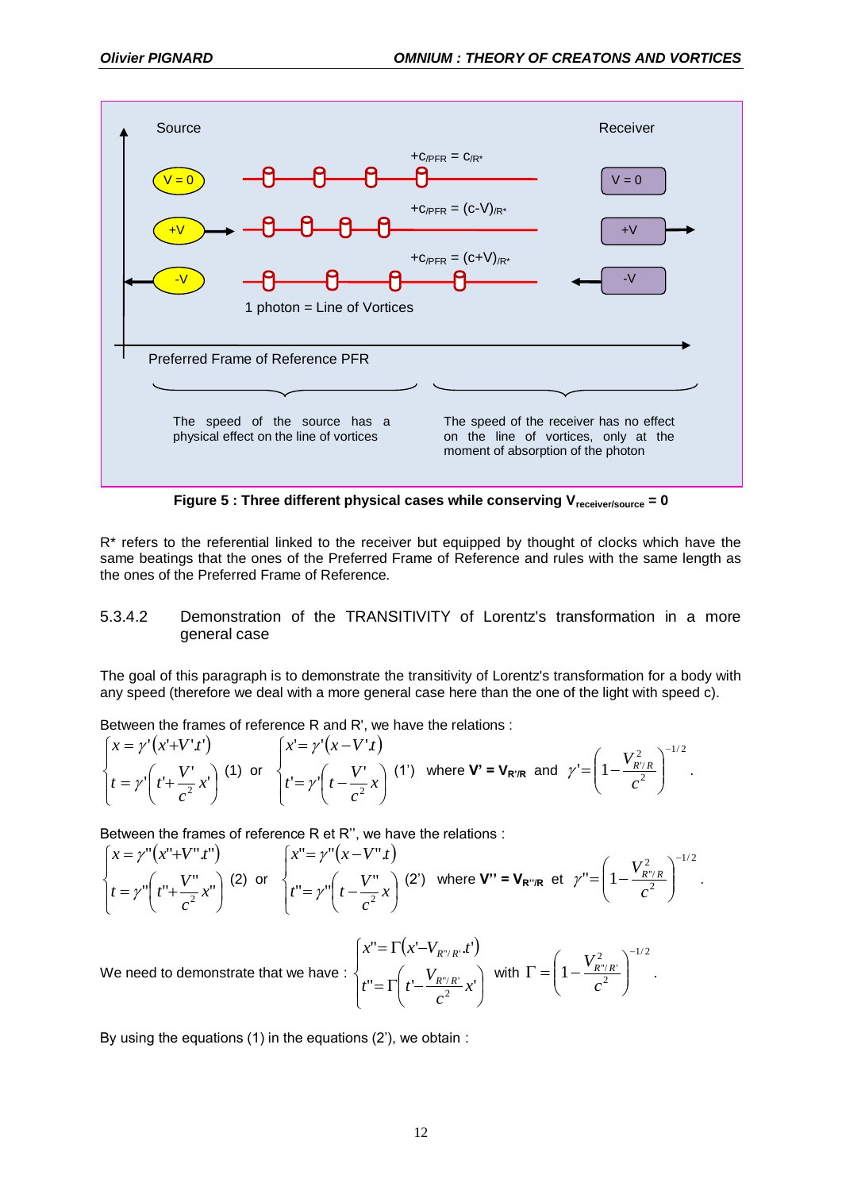Source

Receiver

$V = 0$

$+c_{/PFR} = c_{/R^*}$

$V = 0$

$+V$

$+c_{/PFR} = (c\text{-}V)_{/R^*}$

$+V$

$-V$

$+c_{/PFR} = (c\text{+}V)_{/R^*}$

$-V$

1 photon = Line of Vortices

Preferred Frame of Reference PFR

The speed of the source has a physical effect on the line of vortices

The speed of the receiver has no effect on the line of vortices, only at the moment of absorption of the photon

**Figure 5 : Three different physical cases while conserving $V_{receiver/source} = 0$**

R* refers to the referential linked to the receiver but equipped by thought of clocks which have the same beatings that the ones of the Preferred Frame of Reference and rules with the same length as the ones of the Preferred Frame of Reference.

### 5.3.4.2 Demonstration of the TRANSITIVITY of Lorentz's transformation in a more general case

The goal of this paragraph is to demonstrate the transitivity of Lorentz's transformation for a body with any speed (therefore we deal with a more general case here than the one of the light with speed c).

Between the frames of reference R and R', we have the relations :

$$\begin{cases} x = \gamma'(x' + V'.t') \\ t = \gamma'\left(t' + \dfrac{V'}{c^2}x'\right) \end{cases} \text{(1) or } \begin{cases} x' = \gamma'(x - V'.t) \\ t' = \gamma'\left(t - \dfrac{V'}{c^2}x\right) \end{cases} \text{(1') where } \mathbf{V' = V_{R'/R}} \text{ and } \gamma' = \left(1 - \frac{V_{R'/R}^2}{c^2}\right)^{-1/2}.$$

Between the frames of reference R et R'', we have the relations :

$$\begin{cases} x = \gamma''(x'' + V''.t'') \\ t = \gamma''\left(t'' + \dfrac{V''}{c^2}x''\right) \end{cases} \text{(2) or } \begin{cases} x'' = \gamma''(x - V''.t) \\ t'' = \gamma''\left(t - \dfrac{V''}{c^2}x\right) \end{cases} \text{(2') where } \mathbf{V'' = V_{R''/R}} \text{ et } \gamma'' = \left(1 - \frac{V_{R''/R}^2}{c^2}\right)^{-1/2}.$$

We need to demonstrate that we have :

$$\begin{cases} x'' = \Gamma(x' - V_{R''/R'}.t') \\ t'' = \Gamma\left(t' - \dfrac{V_{R''/R'}}{c^2}x'\right) \end{cases} \text{ with } \Gamma = \left(1 - \frac{V_{R''/R'}^2}{c^2}\right)^{-1/2}.$$

By using the equations (1) in the equations (2'), we obtain :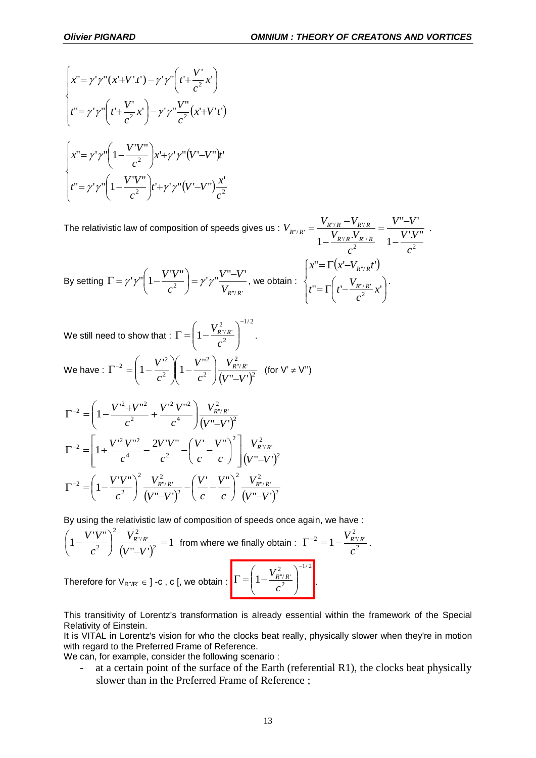$$\begin{cases} x''=\gamma'\gamma''(x'+V'.t')-\gamma'\gamma''\left(t'+\dfrac{V'}{c^2}x'\right) \\ t''=\gamma'\gamma''\left(t'+\dfrac{V'}{c^2}x'\right)-\gamma'\gamma''\dfrac{V''}{c^2}(x'+V't') \end{cases}$$

$$\begin{cases} x''=\gamma'\gamma''\left(1-\dfrac{V'V''}{c^2}\right)x'+\gamma'\gamma''(V'-V'')t' \\ t''=\gamma'\gamma''\left(1-\dfrac{V'V''}{c^2}\right)t'+\gamma'\gamma''(V'-V'')\dfrac{x'}{c^2} \end{cases}$$

The relativistic law of composition of speeds gives us : $V_{R''/R'}=\dfrac{V_{R''/R}-V_{R'/R}}{1-\dfrac{V_{R'/R}.V_{R''/R}}{c^2}}=\dfrac{V''-V'}{1-\dfrac{V'.V''}{c^2}}$ .

By setting $\Gamma=\gamma'\gamma''\left(1-\dfrac{V'V''}{c^2}\right)=\gamma'\gamma''\dfrac{V''-V'}{V_{R''/R'}}$, we obtain : $\begin{cases} x''=\Gamma(x'-V_{R''/R}t') \\ t''=\Gamma\left(t'-\dfrac{V_{R''/R'}}{c^2}x'\right) \end{cases}$.

We still need to show that : $\Gamma=\left(1-\dfrac{V_{R''/R'}^2}{c^2}\right)^{-1/2}$ .

We have : $\Gamma^{-2}=\left(1-\dfrac{V'^2}{c^2}\right)\left(1-\dfrac{V''^2}{c^2}\right)\dfrac{V_{R''/R'}^2}{(V''-V')^2}$ (for $V'\neq V''$)

$$\Gamma^{-2}=\left(1-\frac{V'^2+V''^2}{c^2}+\frac{V'^2V''^2}{c^4}\right)\frac{V_{R''/R'}^2}{(V''-V')^2}$$

$$\Gamma^{-2}=\left[1+\frac{V'^2V''^2}{c^4}-\frac{2V'V''}{c^2}-\left(\frac{V'}{c}-\frac{V''}{c}\right)^2\right]\frac{V_{R''/R'}^2}{(V''-V')^2}$$

$$\Gamma^{-2}=\left(1-\frac{V'V''}{c^2}\right)^2\frac{V_{R''/R'}^2}{(V''-V')^2}-\left(\frac{V'}{c}-\frac{V''}{c}\right)^2\frac{V_{R''/R'}^2}{(V''-V')^2}$$

By using the relativistic law of composition of speeds once again, we have :

$\left(1-\dfrac{V'V''}{c^2}\right)^2\dfrac{V_{R''/R'}^2}{(V''-V')^2}=1$ from where we finally obtain : $\Gamma^{-2}=1-\dfrac{V_{R''/R'}^2}{c^2}$ .

Therefore for $V_{R''/R'}\in\,]-c\,,\,c[$, we obtain : $\boxed{\Gamma=\left(1-\dfrac{V_{R''/R'}^2}{c^2}\right)^{-1/2}}$.

This transitivity of Lorentz's transformation is already essential within the framework of the Special Relativity of Einstein.

It is VITAL in Lorentz's vision for who the clocks beat really, physically slower when they're in motion with regard to the Preferred Frame of Reference.

We can, for example, consider the following scenario :

- at a certain point of the surface of the Earth (referential R1), the clocks beat physically slower than in the Preferred Frame of Reference ;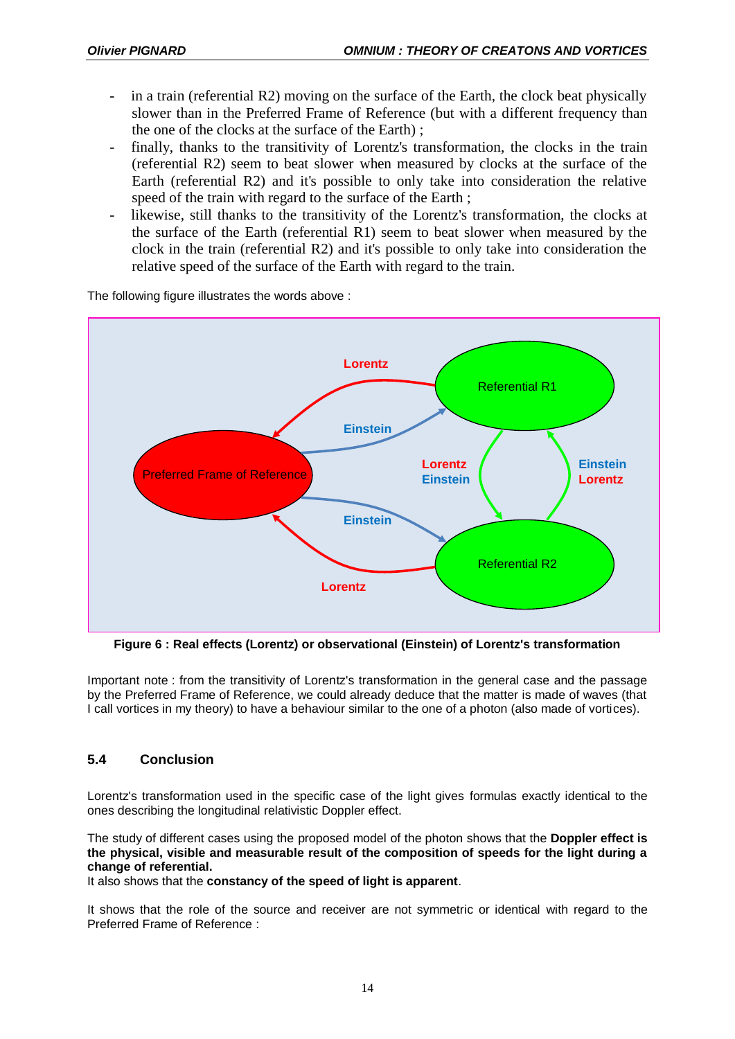- in a train (referential R2) moving on the surface of the Earth, the clock beat physically slower than in the Preferred Frame of Reference (but with a different frequency than the one of the clocks at the surface of the Earth) ;
- finally, thanks to the transitivity of Lorentz's transformation, the clocks in the train (referential R2) seem to beat slower when measured by clocks at the surface of the Earth (referential R2) and it's possible to only take into consideration the relative speed of the train with regard to the surface of the Earth ;
- likewise, still thanks to the transitivity of the Lorentz's transformation, the clocks at the surface of the Earth (referential R1) seem to beat slower when measured by the clock in the train (referential R2) and it's possible to only take into consideration the relative speed of the surface of the Earth with regard to the train.

The following figure illustrates the words above :

**Figure 6 : Real effects (Lorentz) or observational (Einstein) of Lorentz's transformation**

Important note : from the transitivity of Lorentz's transformation in the general case and the passage by the Preferred Frame of Reference, we could already deduce that the matter is made of waves (that I call vortices in my theory) to have a behaviour similar to the one of a photon (also made of vortices).

## 5.4 Conclusion

Lorentz's transformation used in the specific case of the light gives formulas exactly identical to the ones describing the longitudinal relativistic Doppler effect.

The study of different cases using the proposed model of the photon shows that the **Doppler effect is the physical, visible and measurable result of the composition of speeds for the light during a change of referential.**
It also shows that the **constancy of the speed of light is apparent**.

It shows that the role of the source and receiver are not symmetric or identical with regard to the Preferred Frame of Reference :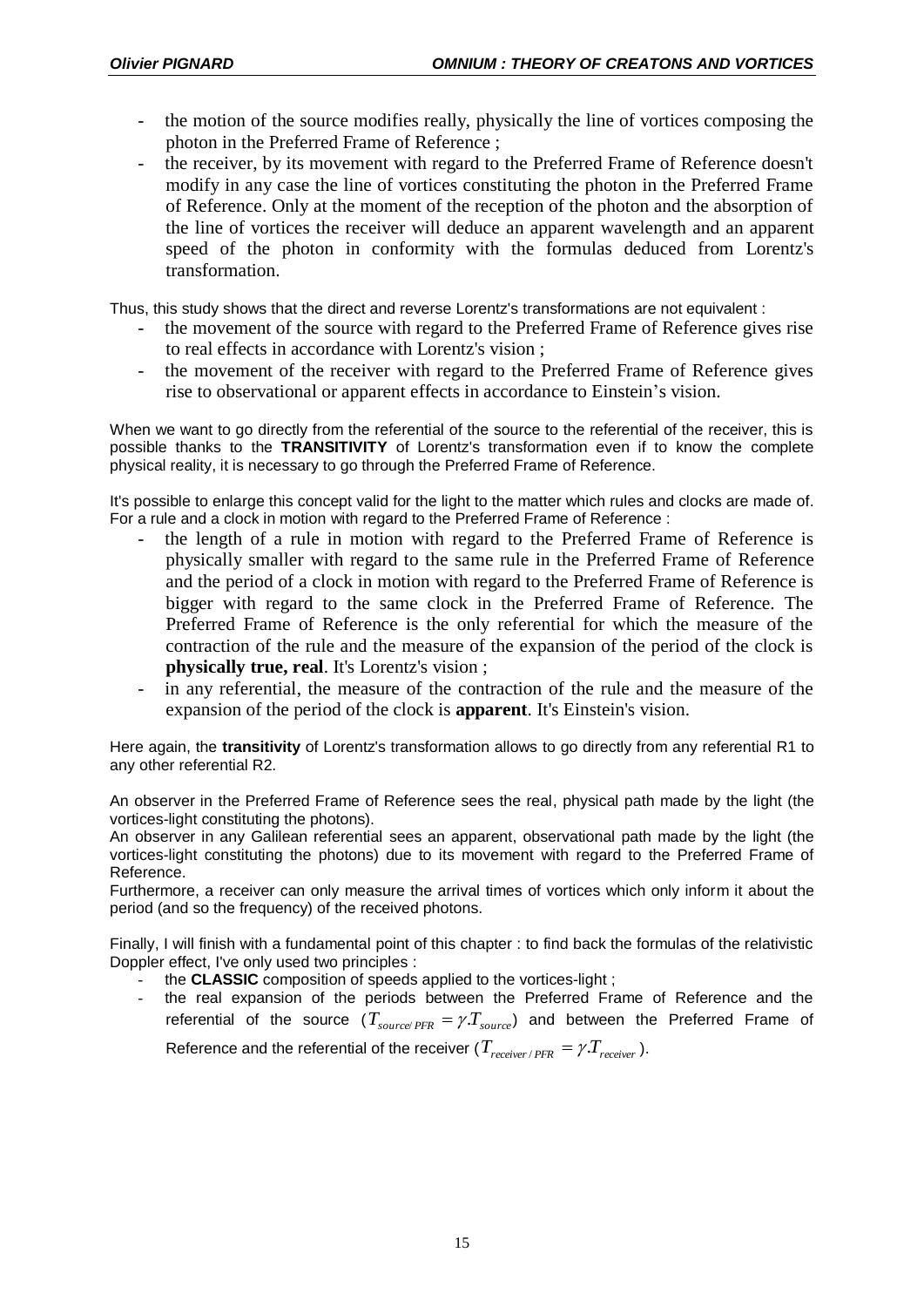- the motion of the source modifies really, physically the line of vortices composing the photon in the Preferred Frame of Reference ;
- the receiver, by its movement with regard to the Preferred Frame of Reference doesn't modify in any case the line of vortices constituting the photon in the Preferred Frame of Reference. Only at the moment of the reception of the photon and the absorption of the line of vortices the receiver will deduce an apparent wavelength and an apparent speed of the photon in conformity with the formulas deduced from Lorentz's transformation.

Thus, this study shows that the direct and reverse Lorentz's transformations are not equivalent :

- the movement of the source with regard to the Preferred Frame of Reference gives rise to real effects in accordance with Lorentz's vision ;
- the movement of the receiver with regard to the Preferred Frame of Reference gives rise to observational or apparent effects in accordance to Einstein's vision.

When we want to go directly from the referential of the source to the referential of the receiver, this is possible thanks to the **TRANSITIVITY** of Lorentz's transformation even if to know the complete physical reality, it is necessary to go through the Preferred Frame of Reference.

It's possible to enlarge this concept valid for the light to the matter which rules and clocks are made of. For a rule and a clock in motion with regard to the Preferred Frame of Reference :

- the length of a rule in motion with regard to the Preferred Frame of Reference is physically smaller with regard to the same rule in the Preferred Frame of Reference and the period of a clock in motion with regard to the Preferred Frame of Reference is bigger with regard to the same clock in the Preferred Frame of Reference. The Preferred Frame of Reference is the only referential for which the measure of the contraction of the rule and the measure of the expansion of the period of the clock is **physically true, real**. It's Lorentz's vision ;
- in any referential, the measure of the contraction of the rule and the measure of the expansion of the period of the clock is **apparent**. It's Einstein's vision.

Here again, the **transitivity** of Lorentz's transformation allows to go directly from any referential R1 to any other referential R2.

An observer in the Preferred Frame of Reference sees the real, physical path made by the light (the vortices-light constituting the photons).

An observer in any Galilean referential sees an apparent, observational path made by the light (the vortices-light constituting the photons) due to its movement with regard to the Preferred Frame of Reference.

Furthermore, a receiver can only measure the arrival times of vortices which only inform it about the period (and so the frequency) of the received photons.

Finally, I will finish with a fundamental point of this chapter : to find back the formulas of the relativistic Doppler effect, I've only used two principles :

- the **CLASSIC** composition of speeds applied to the vortices-light ;
- the real expansion of the periods between the Preferred Frame of Reference and the referential of the source ($T_{source/PFR} = \gamma . T_{source}$) and between the Preferred Frame of Reference and the referential of the receiver ($T_{receiver/PFR} = \gamma . T_{receiver}$).